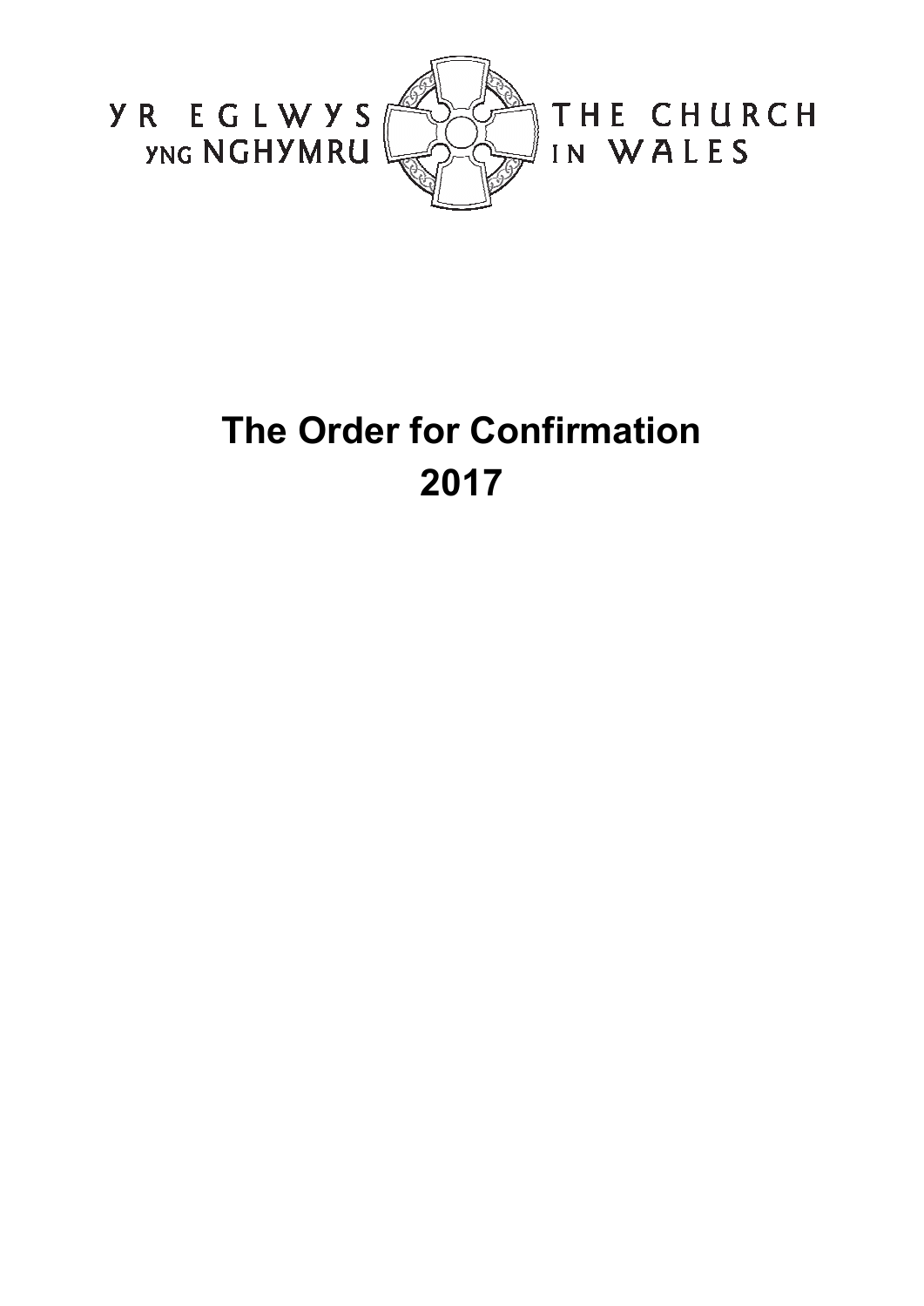YR EGLWYS YNG NGHYMRU

THE CHURCH IN WALES

# The Order for Confirmation 2017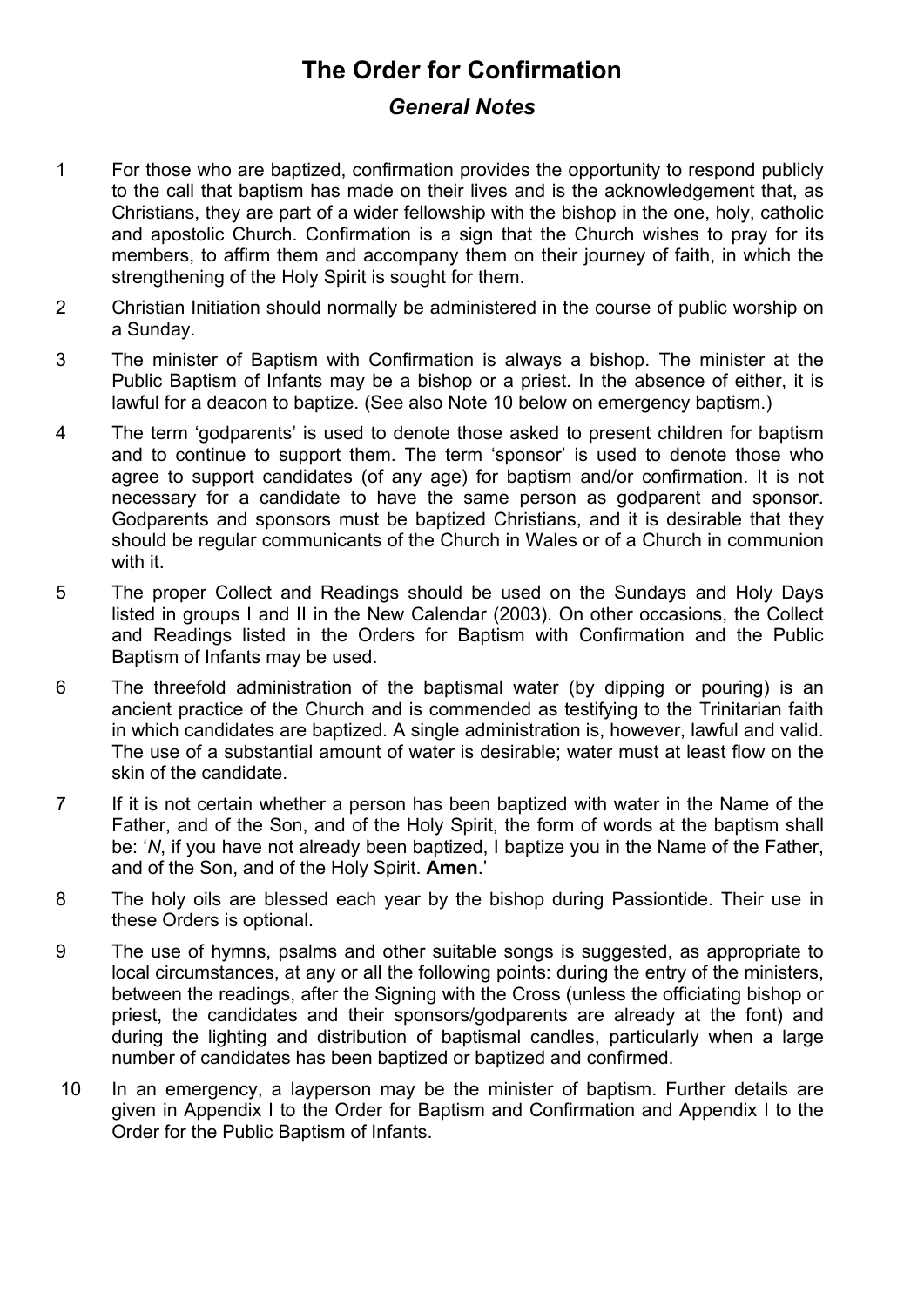# The Order for Confirmation

## *General Notes*

1. For those who are baptized, confirmation provides the opportunity to respond publicly to the call that baptism has made on their lives and is the acknowledgement that, as Christians, they are part of a wider fellowship with the bishop in the one, holy, catholic and apostolic Church. Confirmation is a sign that the Church wishes to pray for its members, to affirm them and accompany them on their journey of faith, in which the strengthening of the Holy Spirit is sought for them.

2. Christian Initiation should normally be administered in the course of public worship on a Sunday.

3. The minister of Baptism with Confirmation is always a bishop. The minister at the Public Baptism of Infants may be a bishop or a priest. In the absence of either, it is lawful for a deacon to baptize. (See also Note 10 below on emergency baptism.)

4. The term 'godparents' is used to denote those asked to present children for baptism and to continue to support them. The term 'sponsor' is used to denote those who agree to support candidates (of any age) for baptism and/or confirmation. It is not necessary for a candidate to have the same person as godparent and sponsor. Godparents and sponsors must be baptized Christians, and it is desirable that they should be regular communicants of the Church in Wales or of a Church in communion with it.

5. The proper Collect and Readings should be used on the Sundays and Holy Days listed in groups I and II in the New Calendar (2003). On other occasions, the Collect and Readings listed in the Orders for Baptism with Confirmation and the Public Baptism of Infants may be used.

6. The threefold administration of the baptismal water (by dipping or pouring) is an ancient practice of the Church and is commended as testifying to the Trinitarian faith in which candidates are baptized. A single administration is, however, lawful and valid. The use of a substantial amount of water is desirable; water must at least flow on the skin of the candidate.

7. If it is not certain whether a person has been baptized with water in the Name of the Father, and of the Son, and of the Holy Spirit, the form of words at the baptism shall be: '*N*, if you have not already been baptized, I baptize you in the Name of the Father, and of the Son, and of the Holy Spirit. **Amen**.'

8. The holy oils are blessed each year by the bishop during Passiontide. Their use in these Orders is optional.

9. The use of hymns, psalms and other suitable songs is suggested, as appropriate to local circumstances, at any or all the following points: during the entry of the ministers, between the readings, after the Signing with the Cross (unless the officiating bishop or priest, the candidates and their sponsors/godparents are already at the font) and during the lighting and distribution of baptismal candles, particularly when a large number of candidates has been baptized or baptized and confirmed.

10. In an emergency, a layperson may be the minister of baptism. Further details are given in Appendix I to the Order for Baptism and Confirmation and Appendix I to the Order for the Public Baptism of Infants.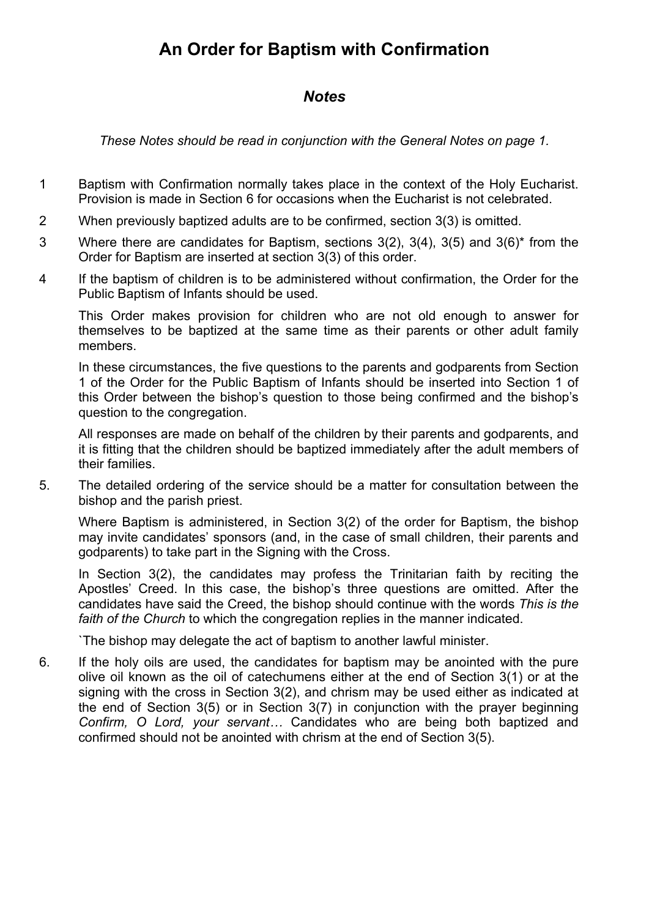# An Order for Baptism with Confirmation

## *Notes*

*These Notes should be read in conjunction with the General Notes on page 1.*

1 Baptism with Confirmation normally takes place in the context of the Holy Eucharist. Provision is made in Section 6 for occasions when the Eucharist is not celebrated.

2 When previously baptized adults are to be confirmed, section 3(3) is omitted.

3 Where there are candidates for Baptism, sections 3(2), 3(4), 3(5) and 3(6)* from the Order for Baptism are inserted at section 3(3) of this order.

4 If the baptism of children is to be administered without confirmation, the Order for the Public Baptism of Infants should be used.

This Order makes provision for children who are not old enough to answer for themselves to be baptized at the same time as their parents or other adult family members.

In these circumstances, the five questions to the parents and godparents from Section 1 of the Order for the Public Baptism of Infants should be inserted into Section 1 of this Order between the bishop's question to those being confirmed and the bishop's question to the congregation.

All responses are made on behalf of the children by their parents and godparents, and it is fitting that the children should be baptized immediately after the adult members of their families.

5. The detailed ordering of the service should be a matter for consultation between the bishop and the parish priest.

Where Baptism is administered, in Section 3(2) of the order for Baptism, the bishop may invite candidates' sponsors (and, in the case of small children, their parents and godparents) to take part in the Signing with the Cross.

In Section 3(2), the candidates may profess the Trinitarian faith by reciting the Apostles' Creed. In this case, the bishop's three questions are omitted. After the candidates have said the Creed, the bishop should continue with the words *This is the faith of the Church* to which the congregation replies in the manner indicated.

`The bishop may delegate the act of baptism to another lawful minister.

6. If the holy oils are used, the candidates for baptism may be anointed with the pure olive oil known as the oil of catechumens either at the end of Section 3(1) or at the signing with the cross in Section 3(2), and chrism may be used either as indicated at the end of Section 3(5) or in Section 3(7) in conjunction with the prayer beginning *Confirm, O Lord, your servant…* Candidates who are being both baptized and confirmed should not be anointed with chrism at the end of Section 3(5).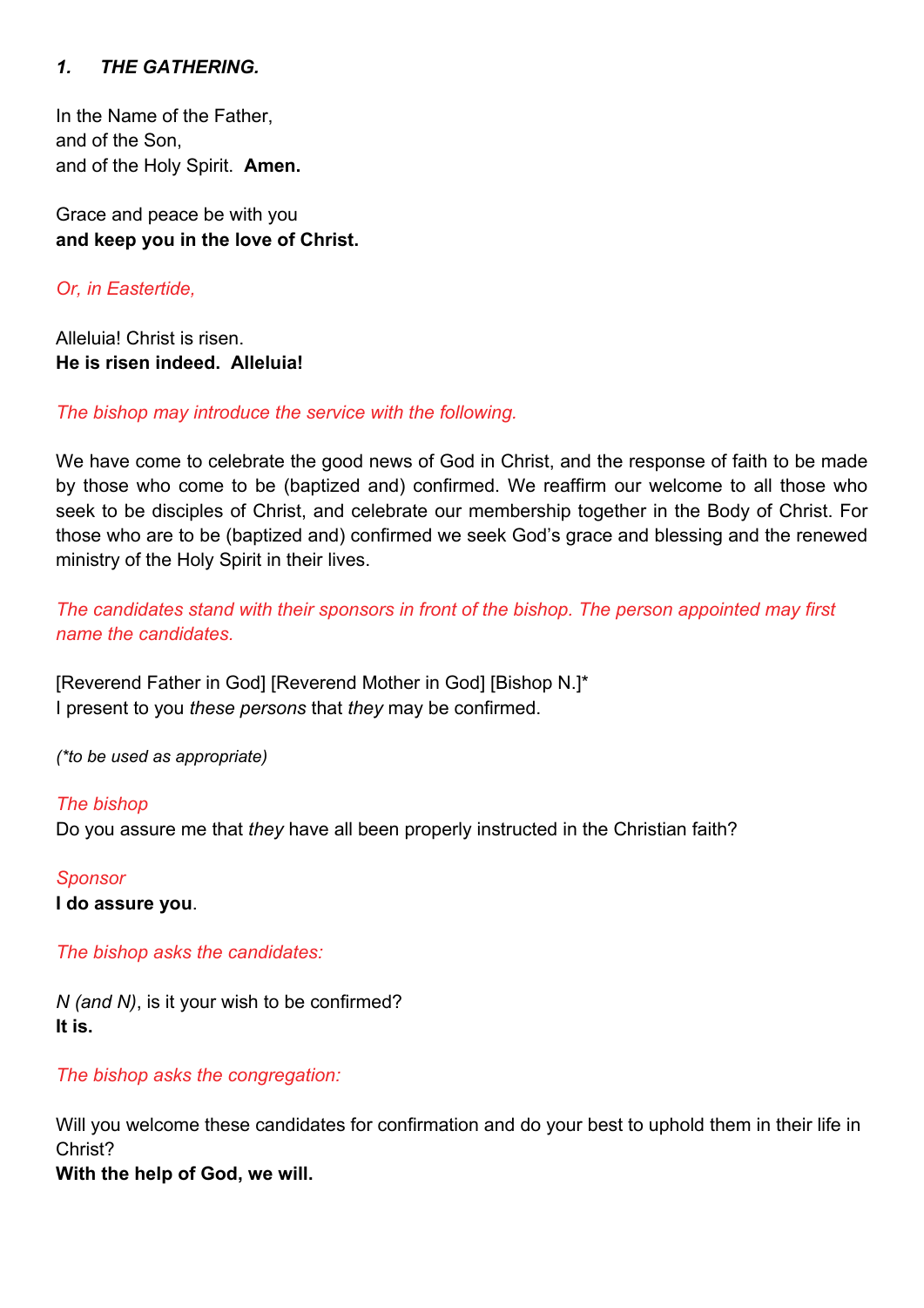### *1. THE GATHERING.*

In the Name of the Father,
and of the Son,
and of the Holy Spirit. **Amen.**

Grace and peace be with you
**and keep you in the love of Christ.**

*Or, in Eastertide,*

Alleluia! Christ is risen.
**He is risen indeed. Alleluia!**

*The bishop may introduce the service with the following.*

We have come to celebrate the good news of God in Christ, and the response of faith to be made by those who come to be (baptized and) confirmed. We reaffirm our welcome to all those who seek to be disciples of Christ, and celebrate our membership together in the Body of Christ. For those who are to be (baptized and) confirmed we seek God's grace and blessing and the renewed ministry of the Holy Spirit in their lives.

*The candidates stand with their sponsors in front of the bishop. The person appointed may first name the candidates.*

[Reverend Father in God] [Reverend Mother in God] [Bishop N.]*
I present to you *these persons* that *they* may be confirmed.

*(*to be used as appropriate)*

*The bishop*
Do you assure me that *they* have all been properly instructed in the Christian faith?

*Sponsor*
**I do assure you**.

*The bishop asks the candidates:*

*N (and N)*, is it your wish to be confirmed?
**It is.**

*The bishop asks the congregation:*

Will you welcome these candidates for confirmation and do your best to uphold them in their life in Christ?
**With the help of God, we will.**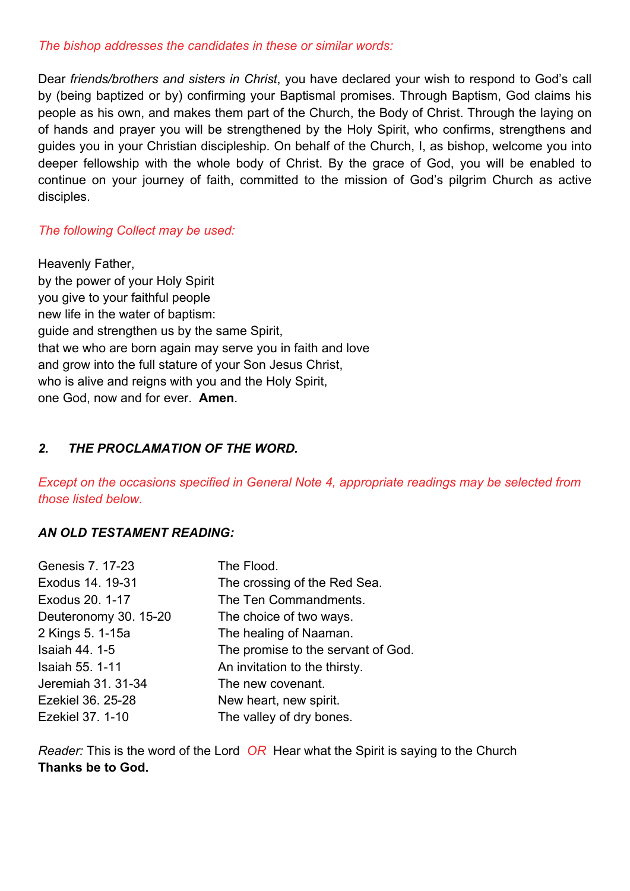*The bishop addresses the candidates in these or similar words:*

Dear *friends/brothers and sisters in Christ*, you have declared your wish to respond to God's call by (being baptized or by) confirming your Baptismal promises. Through Baptism, God claims his people as his own, and makes them part of the Church, the Body of Christ. Through the laying on of hands and prayer you will be strengthened by the Holy Spirit, who confirms, strengthens and guides you in your Christian discipleship. On behalf of the Church, I, as bishop, welcome you into deeper fellowship with the whole body of Christ. By the grace of God, you will be enabled to continue on your journey of faith, committed to the mission of God's pilgrim Church as active disciples.

*The following Collect may be used:*

Heavenly Father,
by the power of your Holy Spirit
you give to your faithful people
new life in the water of baptism:
guide and strengthen us by the same Spirit,
that we who are born again may serve you in faith and love
and grow into the full stature of your Son Jesus Christ,
who is alive and reigns with you and the Holy Spirit,
one God, now and for ever. **Amen**.

## *2. THE PROCLAMATION OF THE WORD.*

*Except on the occasions specified in General Note 4, appropriate readings may be selected from those listed below.*

### *AN OLD TESTAMENT READING:*

| | |
|---|---|
| Genesis 7. 17-23 | The Flood. |
| Exodus 14. 19-31 | The crossing of the Red Sea. |
| Exodus 20. 1-17 | The Ten Commandments. |
| Deuteronomy 30. 15-20 | The choice of two ways. |
| 2 Kings 5. 1-15a | The healing of Naaman. |
| Isaiah 44. 1-5 | The promise to the servant of God. |
| Isaiah 55. 1-11 | An invitation to the thirsty. |
| Jeremiah 31. 31-34 | The new covenant. |
| Ezekiel 36. 25-28 | New heart, new spirit. |
| Ezekiel 37. 1-10 | The valley of dry bones. |

*Reader:* This is the word of the Lord *OR* Hear what the Spirit is saying to the Church
**Thanks be to God.**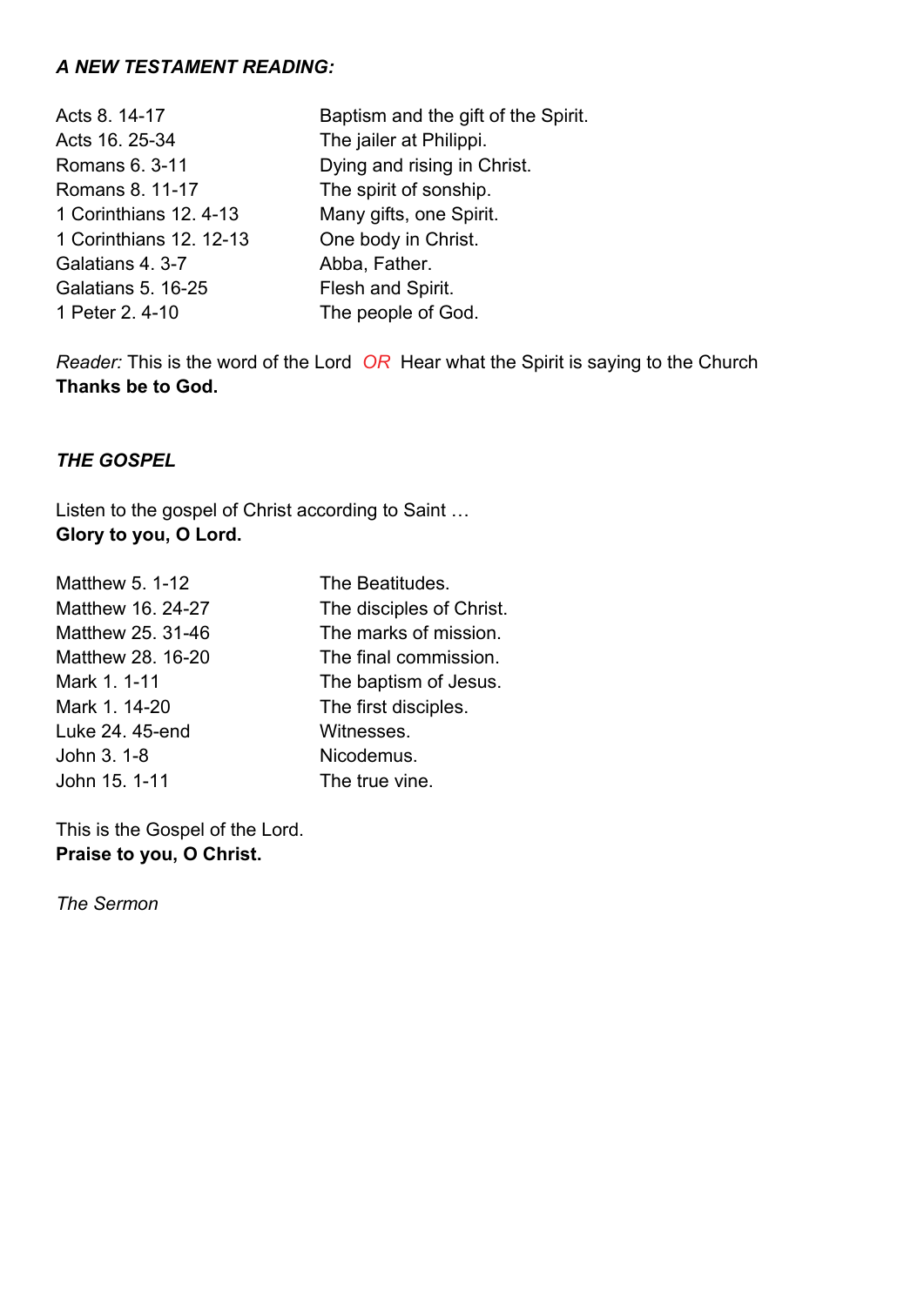### *A NEW TESTAMENT READING:*

| | |
|---|---|
| Acts 8. 14-17 | Baptism and the gift of the Spirit. |
| Acts 16. 25-34 | The jailer at Philippi. |
| Romans 6. 3-11 | Dying and rising in Christ. |
| Romans 8. 11-17 | The spirit of sonship. |
| 1 Corinthians 12. 4-13 | Many gifts, one Spirit. |
| 1 Corinthians 12. 12-13 | One body in Christ. |
| Galatians 4. 3-7 | Abba, Father. |
| Galatians 5. 16-25 | Flesh and Spirit. |
| 1 Peter 2. 4-10 | The people of God. |

*Reader:* This is the word of the Lord *OR* Hear what the Spirit is saying to the Church
**Thanks be to God.**

### *THE GOSPEL*

Listen to the gospel of Christ according to Saint …
**Glory to you, O Lord.**

| | |
|---|---|
| Matthew 5. 1-12 | The Beatitudes. |
| Matthew 16. 24-27 | The disciples of Christ. |
| Matthew 25. 31-46 | The marks of mission. |
| Matthew 28. 16-20 | The final commission. |
| Mark 1. 1-11 | The baptism of Jesus. |
| Mark 1. 14-20 | The first disciples. |
| Luke 24. 45-end | Witnesses. |
| John 3. 1-8 | Nicodemus. |
| John 15. 1-11 | The true vine. |

This is the Gospel of the Lord.
**Praise to you, O Christ.**

*The Sermon*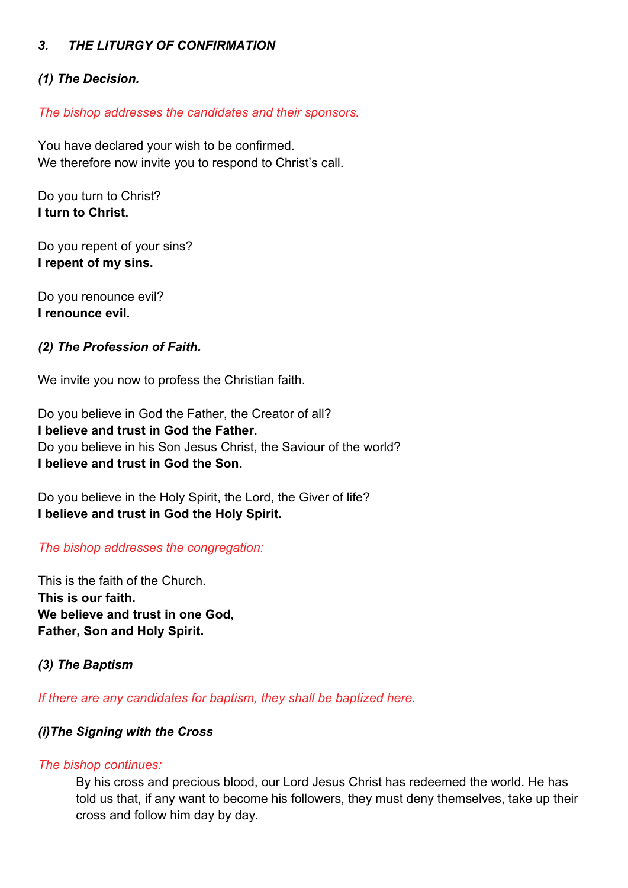### *3. THE LITURGY OF CONFIRMATION*

#### *(1) The Decision.*

*The bishop addresses the candidates and their sponsors.*

You have declared your wish to be confirmed.
We therefore now invite you to respond to Christ's call.

Do you turn to Christ?
**I turn to Christ.**

Do you repent of your sins?
**I repent of my sins.**

Do you renounce evil?
**I renounce evil.**

#### *(2) The Profession of Faith.*

We invite you now to profess the Christian faith.

Do you believe in God the Father, the Creator of all?
**I believe and trust in God the Father.**
Do you believe in his Son Jesus Christ, the Saviour of the world?
**I believe and trust in God the Son.**

Do you believe in the Holy Spirit, the Lord, the Giver of life?
**I believe and trust in God the Holy Spirit.**

*The bishop addresses the congregation:*

This is the faith of the Church.
**This is our faith.**
**We believe and trust in one God,**
**Father, Son and Holy Spirit.**

#### *(3) The Baptism*

*If there are any candidates for baptism, they shall be baptized here.*

#### *(i)The Signing with the Cross*

*The bishop continues:*

> By his cross and precious blood, our Lord Jesus Christ has redeemed the world. He has told us that, if any want to become his followers, they must deny themselves, take up their cross and follow him day by day.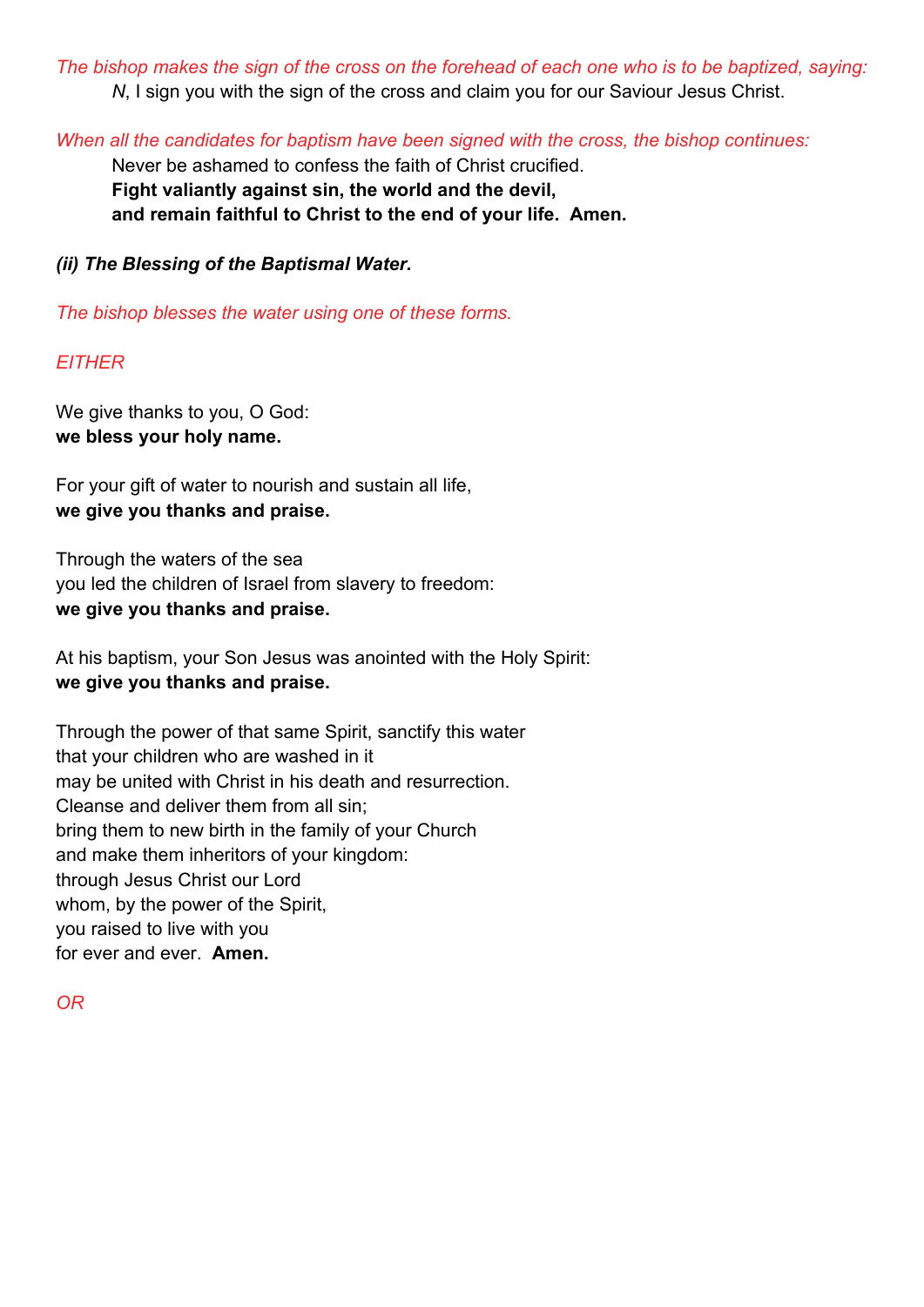*The bishop makes the sign of the cross on the forehead of each one who is to be baptized, saying:*

> *N*, I sign you with the sign of the cross and claim you for our Saviour Jesus Christ.

*When all the candidates for baptism have been signed with the cross, the bishop continues:*

> Never be ashamed to confess the faith of Christ crucified.
> **Fight valiantly against sin, the world and the devil,**
> **and remain faithful to Christ to the end of your life. Amen.**

***(ii) The Blessing of the Baptismal Water.***

*The bishop blesses the water using one of these forms.*

*EITHER*

We give thanks to you, O God:
**we bless your holy name.**

For your gift of water to nourish and sustain all life,
**we give you thanks and praise.**

Through the waters of the sea
you led the children of Israel from slavery to freedom:
**we give you thanks and praise.**

At his baptism, your Son Jesus was anointed with the Holy Spirit:
**we give you thanks and praise.**

Through the power of that same Spirit, sanctify this water
that your children who are washed in it
may be united with Christ in his death and resurrection.
Cleanse and deliver them from all sin;
bring them to new birth in the family of your Church
and make them inheritors of your kingdom:
through Jesus Christ our Lord
whom, by the power of the Spirit,
you raised to live with you
for ever and ever. **Amen.**

*OR*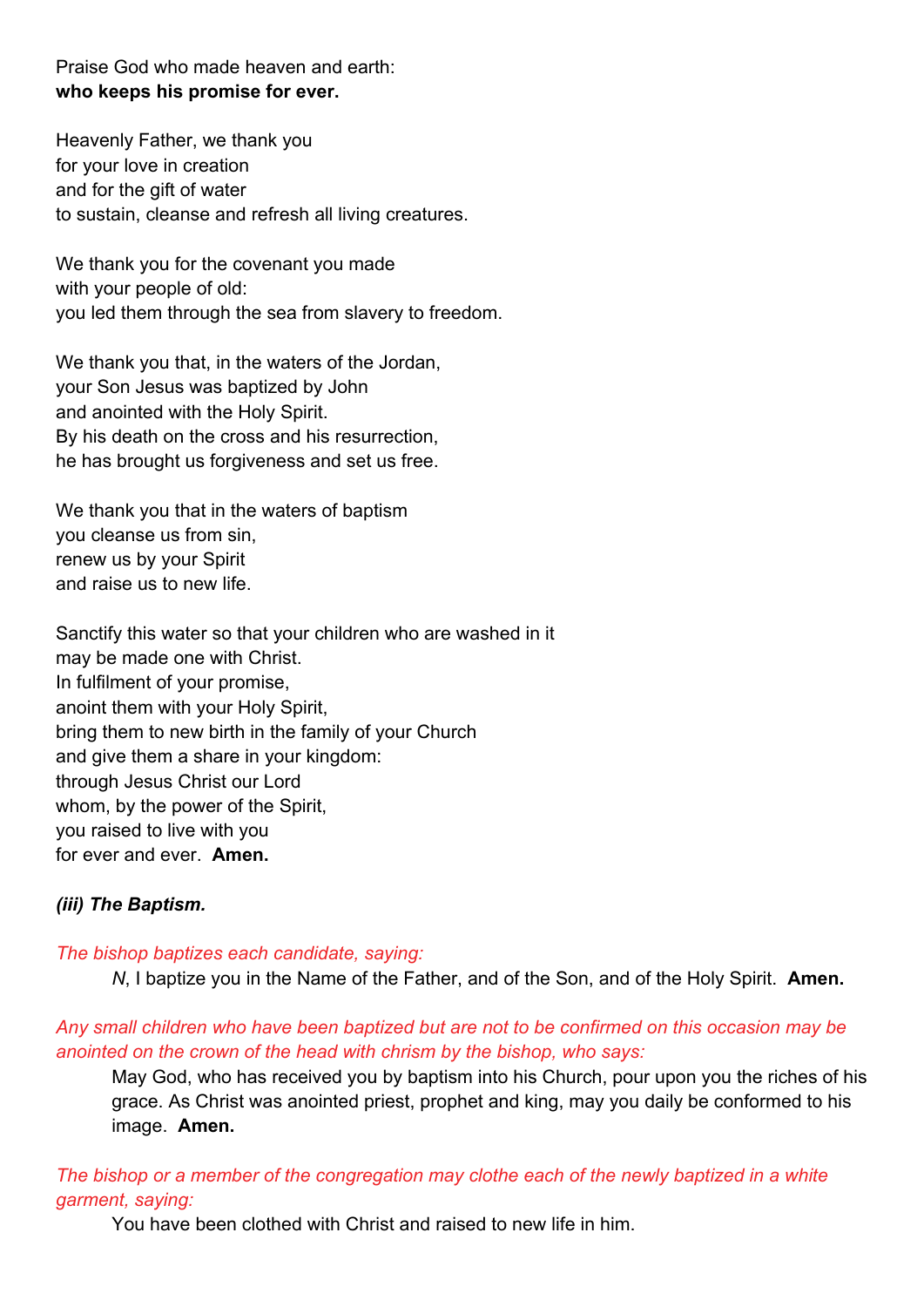Praise God who made heaven and earth:
**who keeps his promise for ever.**

Heavenly Father, we thank you
for your love in creation
and for the gift of water
to sustain, cleanse and refresh all living creatures.

We thank you for the covenant you made
with your people of old:
you led them through the sea from slavery to freedom.

We thank you that, in the waters of the Jordan,
your Son Jesus was baptized by John
and anointed with the Holy Spirit.
By his death on the cross and his resurrection,
he has brought us forgiveness and set us free.

We thank you that in the waters of baptism
you cleanse us from sin,
renew us by your Spirit
and raise us to new life.

Sanctify this water so that your children who are washed in it
may be made one with Christ.
In fulfilment of your promise,
anoint them with your Holy Spirit,
bring them to new birth in the family of your Church
and give them a share in your kingdom:
through Jesus Christ our Lord
whom, by the power of the Spirit,
you raised to live with you
for ever and ever. **Amen.**

***(iii) The Baptism.***

*The bishop baptizes each candidate, saying:*

> *N*, I baptize you in the Name of the Father, and of the Son, and of the Holy Spirit. **Amen.**

*Any small children who have been baptized but are not to be confirmed on this occasion may be anointed on the crown of the head with chrism by the bishop, who says:*

> May God, who has received you by baptism into his Church, pour upon you the riches of his grace. As Christ was anointed priest, prophet and king, may you daily be conformed to his image. **Amen.**

*The bishop or a member of the congregation may clothe each of the newly baptized in a white garment, saying:*

> You have been clothed with Christ and raised to new life in him.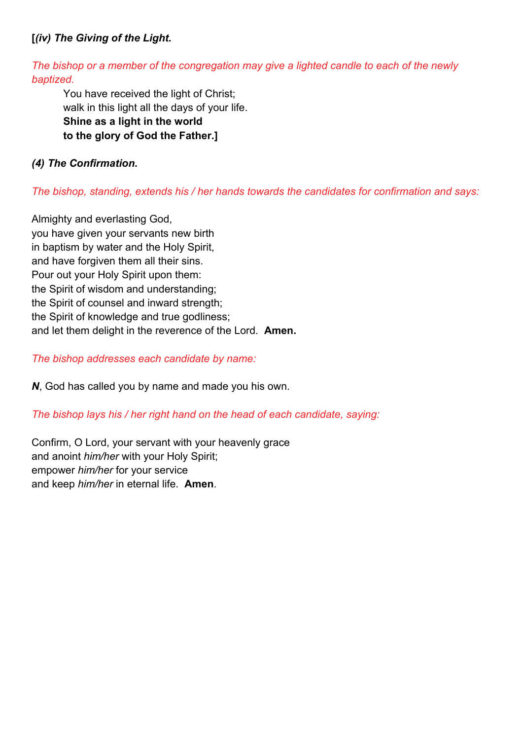**[*(iv) The Giving of the Light.***

*The bishop or a member of the congregation may give a lighted candle to each of the newly baptized.*

> You have received the light of Christ;
> walk in this light all the days of your life.
> **Shine as a light in the world**
> **to the glory of God the Father.]**

***(4) The Confirmation.***

*The bishop, standing, extends his / her hands towards the candidates for confirmation and says:*

Almighty and everlasting God,
you have given your servants new birth
in baptism by water and the Holy Spirit,
and have forgiven them all their sins.
Pour out your Holy Spirit upon them:
the Spirit of wisdom and understanding;
the Spirit of counsel and inward strength;
the Spirit of knowledge and true godliness;
and let them delight in the reverence of the Lord. **Amen.**

*The bishop addresses each candidate by name:*

***N***, God has called you by name and made you his own.

*The bishop lays his / her right hand on the head of each candidate, saying:*

Confirm, O Lord, your servant with your heavenly grace
and anoint *him/her* with your Holy Spirit;
empower *him/her* for your service
and keep *him/her* in eternal life. **Amen**.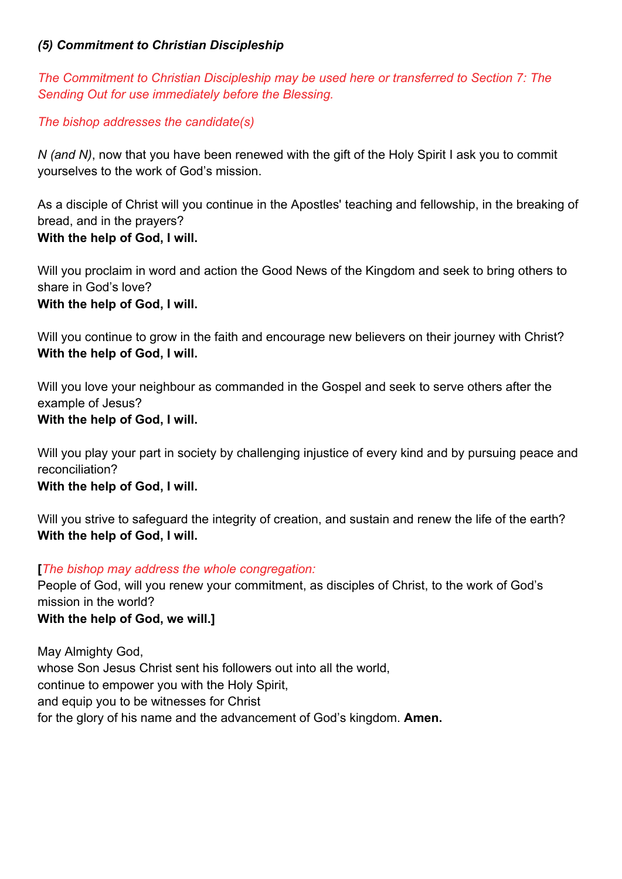### *(5) Commitment to Christian Discipleship*

*The Commitment to Christian Discipleship may be used here or transferred to Section 7: The Sending Out for use immediately before the Blessing.*

*The bishop addresses the candidate(s)*

*N (and N)*, now that you have been renewed with the gift of the Holy Spirit I ask you to commit yourselves to the work of God's mission.

As a disciple of Christ will you continue in the Apostles' teaching and fellowship, in the breaking of bread, and in the prayers?
**With the help of God, I will.**

Will you proclaim in word and action the Good News of the Kingdom and seek to bring others to share in God's love?
**With the help of God, I will.**

Will you continue to grow in the faith and encourage new believers on their journey with Christ?
**With the help of God, I will.**

Will you love your neighbour as commanded in the Gospel and seek to serve others after the example of Jesus?
**With the help of God, I will.**

Will you play your part in society by challenging injustice of every kind and by pursuing peace and reconciliation?
**With the help of God, I will.**

Will you strive to safeguard the integrity of creation, and sustain and renew the life of the earth?
**With the help of God, I will.**

**[***The bishop may address the whole congregation:*
People of God, will you renew your commitment, as disciples of Christ, to the work of God's mission in the world?
**With the help of God, we will.]**

May Almighty God,
whose Son Jesus Christ sent his followers out into all the world,
continue to empower you with the Holy Spirit,
and equip you to be witnesses for Christ
for the glory of his name and the advancement of God's kingdom. **Amen.**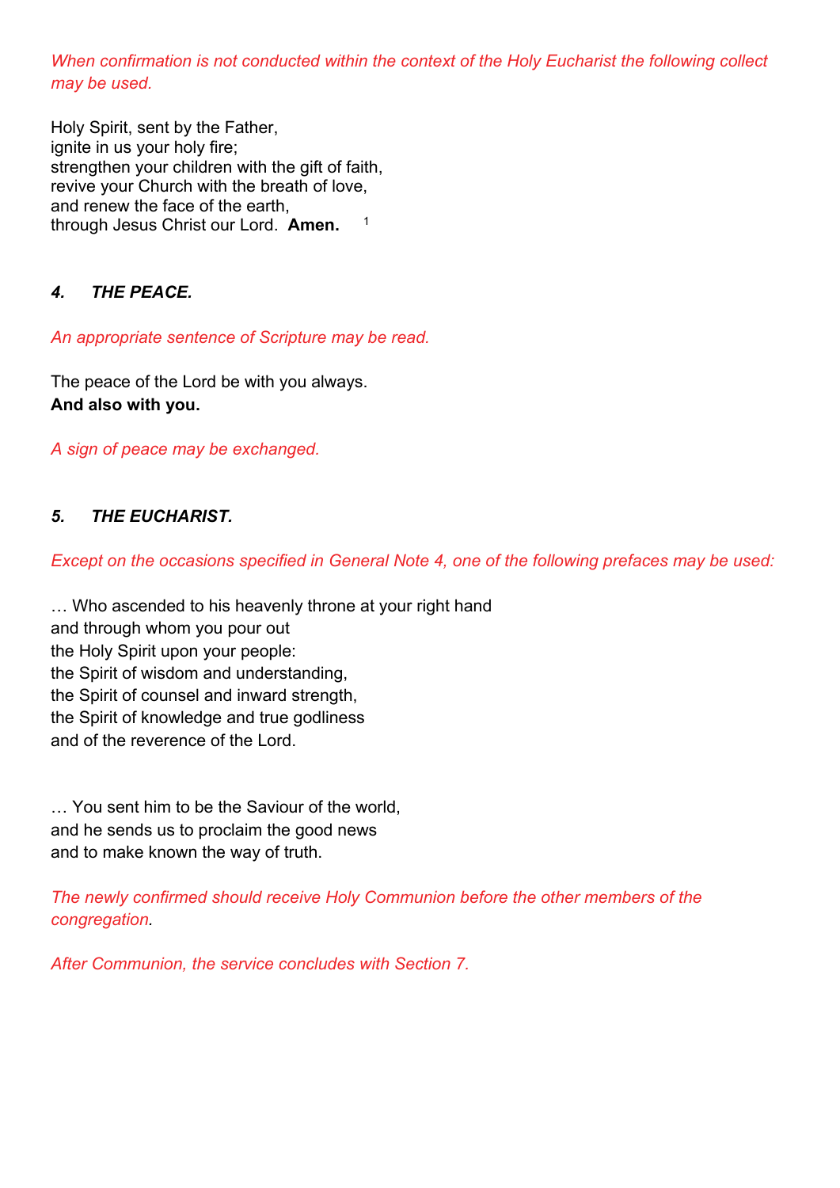*When confirmation is not conducted within the context of the Holy Eucharist the following collect may be used.*

Holy Spirit, sent by the Father,
ignite in us your holy fire;
strengthen your children with the gift of faith,
revive your Church with the breath of love,
and renew the face of the earth,
through Jesus Christ our Lord. **Amen.** [1]

#### *4. THE PEACE.*

*An appropriate sentence of Scripture may be read.*

The peace of the Lord be with you always.
**And also with you.**

*A sign of peace may be exchanged.*

#### *5. THE EUCHARIST.*

*Except on the occasions specified in General Note 4, one of the following prefaces may be used:*

… Who ascended to his heavenly throne at your right hand
and through whom you pour out
the Holy Spirit upon your people:
the Spirit of wisdom and understanding,
the Spirit of counsel and inward strength,
the Spirit of knowledge and true godliness
and of the reverence of the Lord.

… You sent him to be the Saviour of the world,
and he sends us to proclaim the good news
and to make known the way of truth.

*The newly confirmed should receive Holy Communion before the other members of the congregation.*

*After Communion, the service concludes with Section 7.*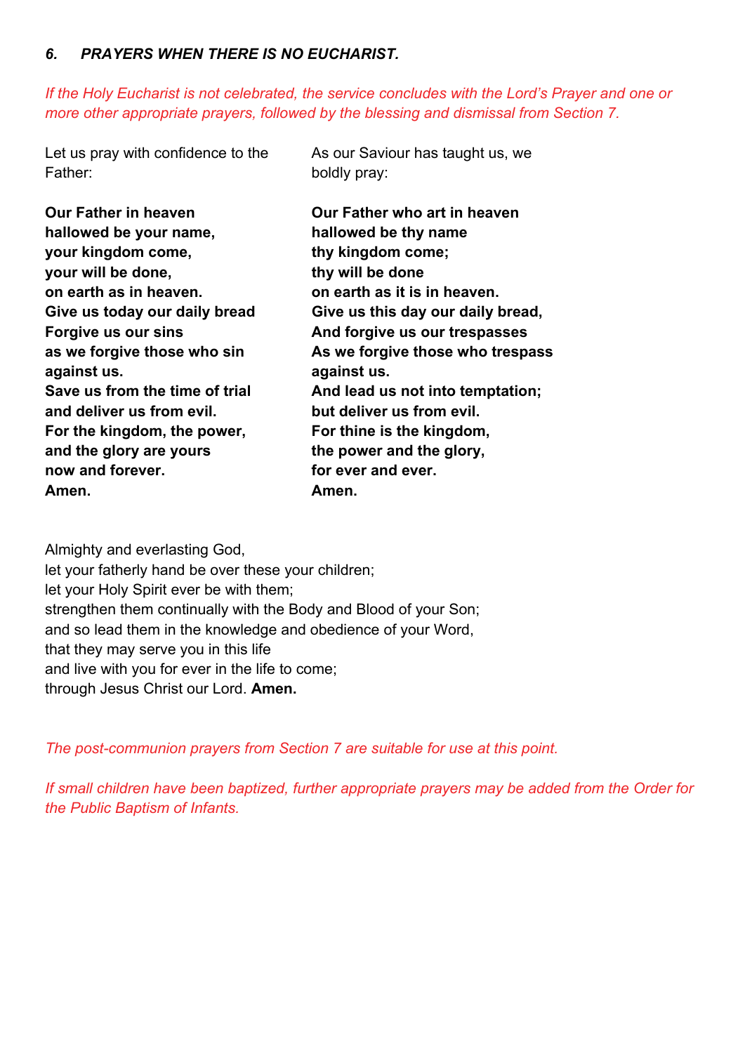### *6. PRAYERS WHEN THERE IS NO EUCHARIST.*

*If the Holy Eucharist is not celebrated, the service concludes with the Lord's Prayer and one or more other appropriate prayers, followed by the blessing and dismissal from Section 7.*

Let us pray with confidence to the Father:

**Our Father in heaven**
**hallowed be your name,**
**your kingdom come,**
**your will be done,**
**on earth as in heaven.**
**Give us today our daily bread**
**Forgive us our sins**
**as we forgive those who sin against us.**
**Save us from the time of trial**
**and deliver us from evil.**
**For the kingdom, the power,**
**and the glory are yours**
**now and forever.**
**Amen.**

As our Saviour has taught us, we boldly pray:

**Our Father who art in heaven**
**hallowed be thy name**
**thy kingdom come;**
**thy will be done**
**on earth as it is in heaven.**
**Give us this day our daily bread,**
**And forgive us our trespasses**
**As we forgive those who trespass against us.**
**And lead us not into temptation;**
**but deliver us from evil.**
**For thine is the kingdom,**
**the power and the glory,**
**for ever and ever.**
**Amen.**

Almighty and everlasting God,
let your fatherly hand be over these your children;
let your Holy Spirit ever be with them;
strengthen them continually with the Body and Blood of your Son;
and so lead them in the knowledge and obedience of your Word,
that they may serve you in this life
and live with you for ever in the life to come;
through Jesus Christ our Lord. **Amen.**

*The post-communion prayers from Section 7 are suitable for use at this point.*

*If small children have been baptized, further appropriate prayers may be added from the Order for the Public Baptism of Infants.*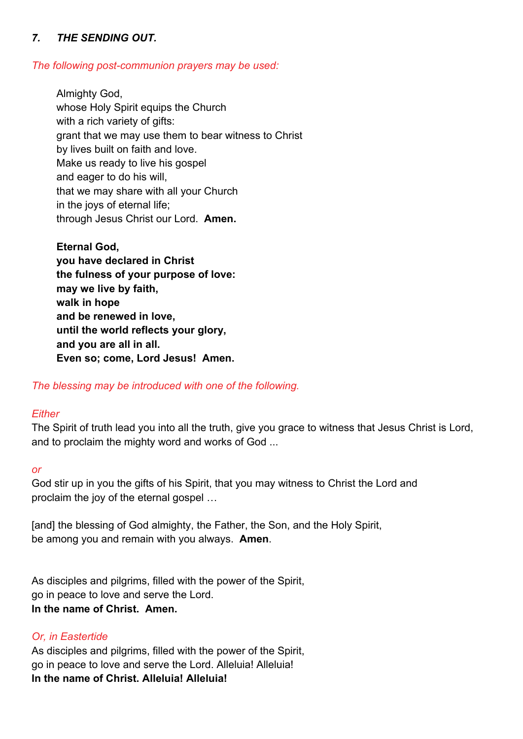### *7. THE SENDING OUT.*

*The following post-communion prayers may be used:*

> Almighty God,
> whose Holy Spirit equips the Church
> with a rich variety of gifts:
> grant that we may use them to bear witness to Christ
> by lives built on faith and love.
> Make us ready to live his gospel
> and eager to do his will,
> that we may share with all your Church
> in the joys of eternal life;
> through Jesus Christ our Lord. **Amen.**
>
> **Eternal God,**
> **you have declared in Christ**
> **the fulness of your purpose of love:**
> **may we live by faith,**
> **walk in hope**
> **and be renewed in love,**
> **until the world reflects your glory,**
> **and you are all in all.**
> **Even so; come, Lord Jesus! Amen.**

*The blessing may be introduced with one of the following.*

*Either*

The Spirit of truth lead you into all the truth, give you grace to witness that Jesus Christ is Lord, and to proclaim the mighty word and works of God ...

*or*

God stir up in you the gifts of his Spirit, that you may witness to Christ the Lord and proclaim the joy of the eternal gospel …

[and] the blessing of God almighty, the Father, the Son, and the Holy Spirit,
be among you and remain with you always. **Amen**.

As disciples and pilgrims, filled with the power of the Spirit,
go in peace to love and serve the Lord.
**In the name of Christ. Amen.**

*Or, in Eastertide*

As disciples and pilgrims, filled with the power of the Spirit,
go in peace to love and serve the Lord. Alleluia! Alleluia!
**In the name of Christ. Alleluia! Alleluia!**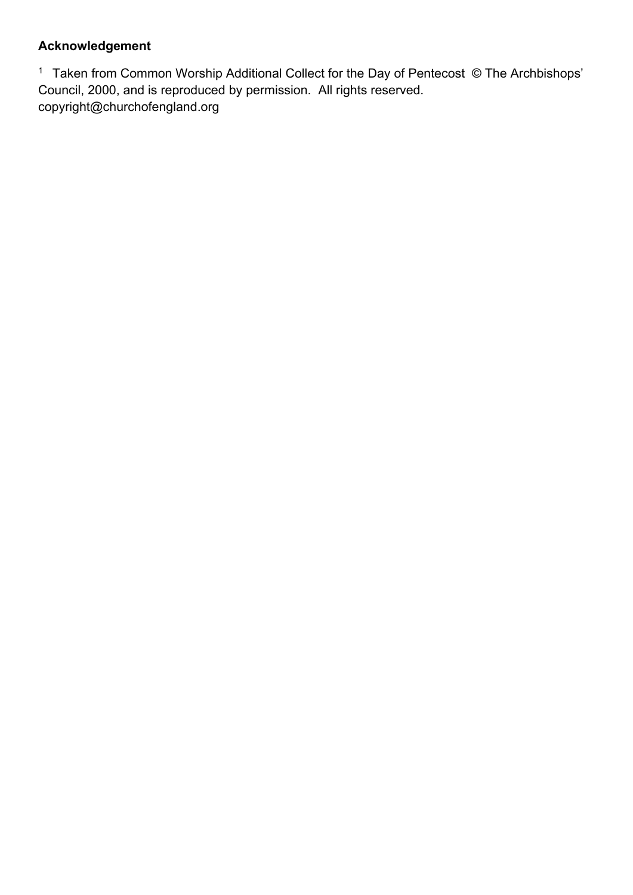**Acknowledgement**

[1] Taken from Common Worship Additional Collect for the Day of Pentecost © The Archbishops' Council, 2000, and is reproduced by permission. All rights reserved. copyright@churchofengland.org